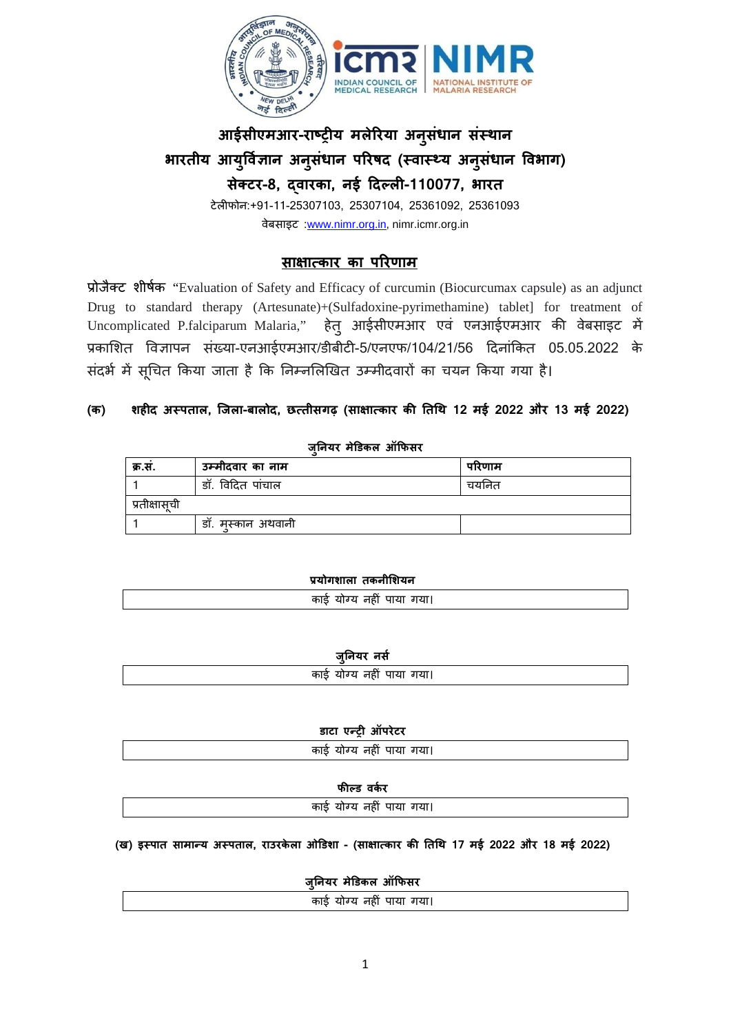# आईसीएमआर-राष्ट्रीय मलेरिया अनुसंधान संस्थान

## भारतीय आयुर्विज्ञान अनुसंधान परिषद (स्वास्थ्य अनुसंधान विभाग)

## सेक्टर-8, द्वारका, नई दिल्ली-110077, भारत

टेलीफोन:+91-11-25307103, 25307104, 25361092, 25361093

वेबसाइट :www.nimr.org.in, nimr.icmr.org.in

## साक्षात्कार का परिणाम

**प्रोजैक्ट शीर्षक** “Evaluation of Safety and Efficacy of curcumin (Biocurcumax capsule) as an adjunct Drug to standard therapy (Artesunate)+(Sulfadoxine-pyrimethamine) tablet] for treatment of Uncomplicated P.falciparum Malaria,” हेतु आईसीएमआर एवं एनआईएमआर की वेबसाइट में प्रकाशित विज्ञापन संख्या-एनआईएमआर/डीबीटी-5/एनएफ/104/21/56 दिनांकित 05.05.2022 के संदर्भ में सूचित किया जाता है कि निम्नलिखित उम्मीदवारों का चयन किया गया है।

**(क) शहीद अस्पताल, जिला-बालोद, छत्तीसगढ़ (साक्षात्कार की तिथि 12 मई 2022 और 13 मई 2022)**

**जुनियर मेडिकल ऑफिसर**

| क्र.सं. | उम्मीदवार का नाम | परिणाम |
|---|---|---|
| 1 | डॉ. विदित पांचाल | चयनित |
| प्रतीक्षासूची | | |
| 1 | डॉ. मुस्कान अथवानी | |

**प्रयोगशाला तकनीशियन**

| काई योग्य नहीं पाया गया। |
|---|

**जुनियर नर्स**

| काई योग्य नहीं पाया गया। |
|---|

**डाटा एन्ट्री ऑपरेटर**

| काई योग्य नहीं पाया गया। |
|---|

**फील्ड वर्कर**

| काई योग्य नहीं पाया गया। |
|---|

**(ख) इस्पात सामान्य अस्पताल, राउरकेला ओडिशा - (साक्षात्कार की तिथि 17 मई 2022 और 18 मई 2022)**

**जुनियर मेडिकल ऑफिसर**

| काई योग्य नहीं पाया गया। |
|---|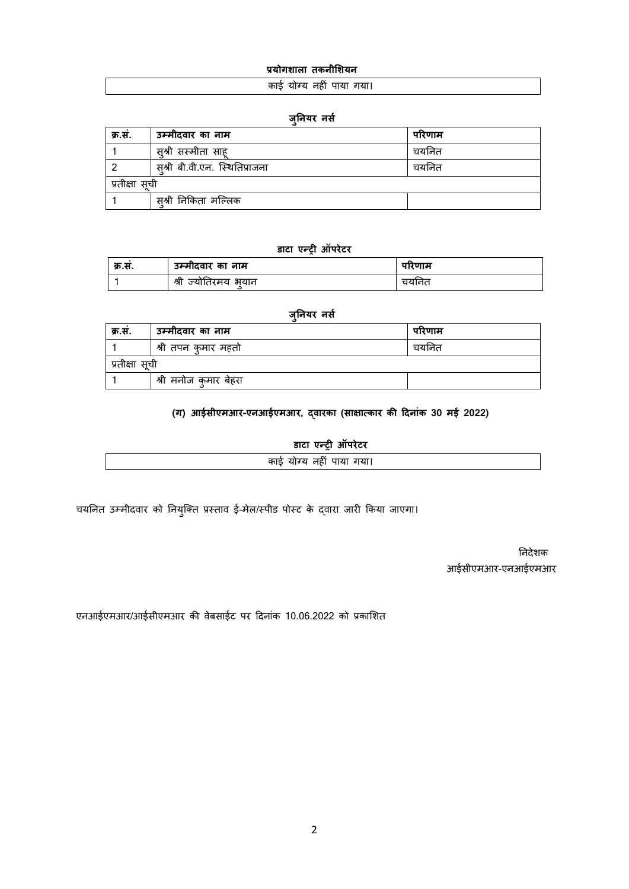**प्रयोगशाला तकनीशियन**

| काई योग्य नहीं पाया गया। |
|---|

**जुनियर नर्स**

| क्र.सं. | उम्मीदवार का नाम | परिणाम |
|---|---|---|
| 1 | सुश्री सस्मीता साहू | चयनित |
| 2 | सुश्री बी.वी.एन. स्थितिप्राजना | चयनित |
| प्रतीक्षा सूची | | |
| 1 | सुश्री निकिता मल्लिक | |

**डाटा एन्ट्री ऑपरेटर**

| क्र.सं. | उम्मीदवार का नाम | परिणाम |
|---|---|---|
| 1 | श्री ज्योतिरमय भुयान | चयनित |

**जुनियर नर्स**

| क्र.सं. | उम्मीदवार का नाम | परिणाम |
|---|---|---|
| 1 | श्री तपन कुमार महतो | चयनित |
| प्रतीक्षा सूची | | |
| 1 | श्री मनोज कुमार बेहरा | |

**(ग) आईसीएमआर-एनआईएमआर, द्वारका (साक्षात्कार की दिनांक 30 मई 2022)**

**डाटा एन्ट्री ऑपरेटर**

| काई योग्य नहीं पाया गया। |
|---|

चयनित उम्मीदवार को नियुक्ति प्रस्ताव ई-मेल/स्पीड पोस्ट के द्वारा जारी किया जाएगा।

निदेशक
आईसीएमआर-एनआईएमआर

एनआईएमआर/आईसीएमआर की वेबसाईट पर दिनांक 10.06.2022 को प्रकाशित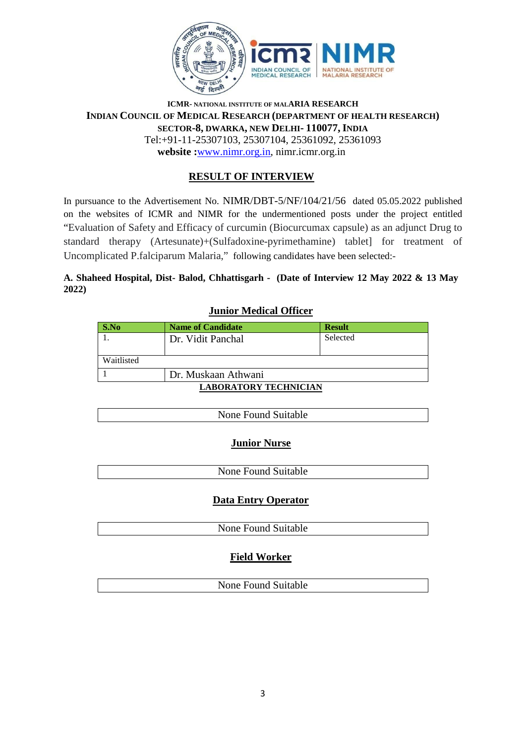**ICMR- NATIONAL INSTITUTE OF MALARIA RESEARCH**
**INDIAN COUNCIL OF MEDICAL RESEARCH (DEPARTMENT OF HEALTH RESEARCH)**
**SECTOR-8, DWARKA, NEW DELHI- 110077, INDIA**
Tel:+91-11-25307103, 25307104, 25361092, 25361093
**website :**www.nimr.org.in, nimr.icmr.org.in

## RESULT OF INTERVIEW

In pursuance to the Advertisement No. NIMR/DBT-5/NF/104/21/56 dated 05.05.2022 published on the websites of ICMR and NIMR for the undermentioned posts under the project entitled "Evaluation of Safety and Efficacy of curcumin (Biocurcumax capsule) as an adjunct Drug to standard therapy (Artesunate)+(Sulfadoxine-pyrimethamine) tablet] for treatment of Uncomplicated P.falciparum Malaria," following candidates have been selected:-

**A. Shaheed Hospital, Dist- Balod, Chhattisgarh - (Date of Interview 12 May 2022 & 13 May 2022)**

### Junior Medical Officer

| S.No | Name of Candidate | Result |
|---|---|---|
| 1. | Dr. Vidit Panchal | Selected |
| Waitlisted | | |
| 1 | Dr. Muskaan Athwani | |

### LABORATORY TECHNICIAN

| None Found Suitable |
|---|

### Junior Nurse

| None Found Suitable |
|---|

### Data Entry Operator

| None Found Suitable |
|---|

### Field Worker

| None Found Suitable |
|---|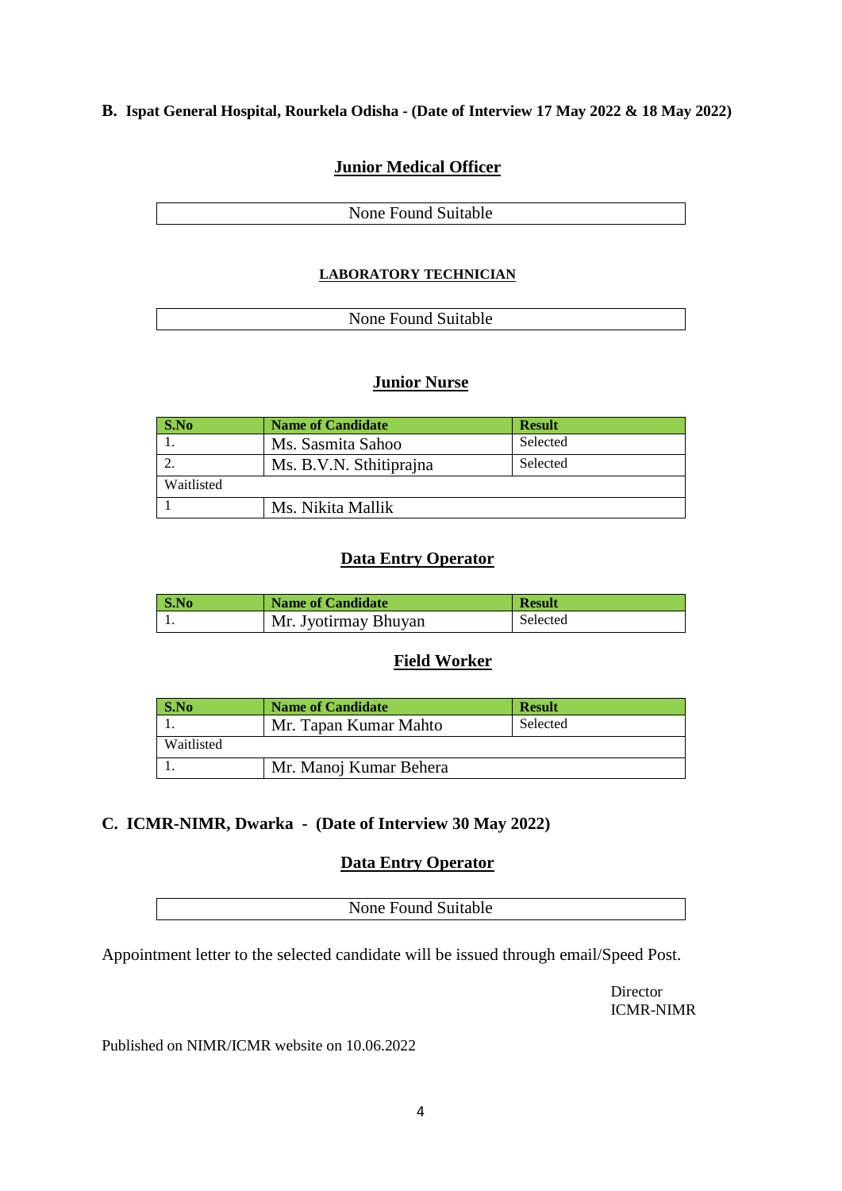## B. Ispat General Hospital, Rourkela Odisha - (Date of Interview 17 May 2022 & 18 May 2022)

### Junior Medical Officer

| |
|---|
| None Found Suitable |

### LABORATORY TECHNICIAN

| |
|---|
| None Found Suitable |

### Junior Nurse

| S.No | Name of Candidate | Result |
|---|---|---|
| 1. | Ms. Sasmita Sahoo | Selected |
| 2. | Ms. B.V.N. Sthitiprajna | Selected |
| Waitlisted | | |
| 1 | Ms. Nikita Mallik | |

### Data Entry Operator

| S.No | Name of Candidate | Result |
|---|---|---|
| 1. | Mr. Jyotirmay Bhuyan | Selected |

### Field Worker

| S.No | Name of Candidate | Result |
|---|---|---|
| 1. | Mr. Tapan Kumar Mahto | Selected |
| Waitlisted | | |
| 1. | Mr. Manoj Kumar Behera | |

## C. ICMR-NIMR, Dwarka - (Date of Interview 30 May 2022)

### Data Entry Operator

| |
|---|
| None Found Suitable |

Appointment letter to the selected candidate will be issued through email/Speed Post.

Director
ICMR-NIMR

Published on NIMR/ICMR website on 10.06.2022